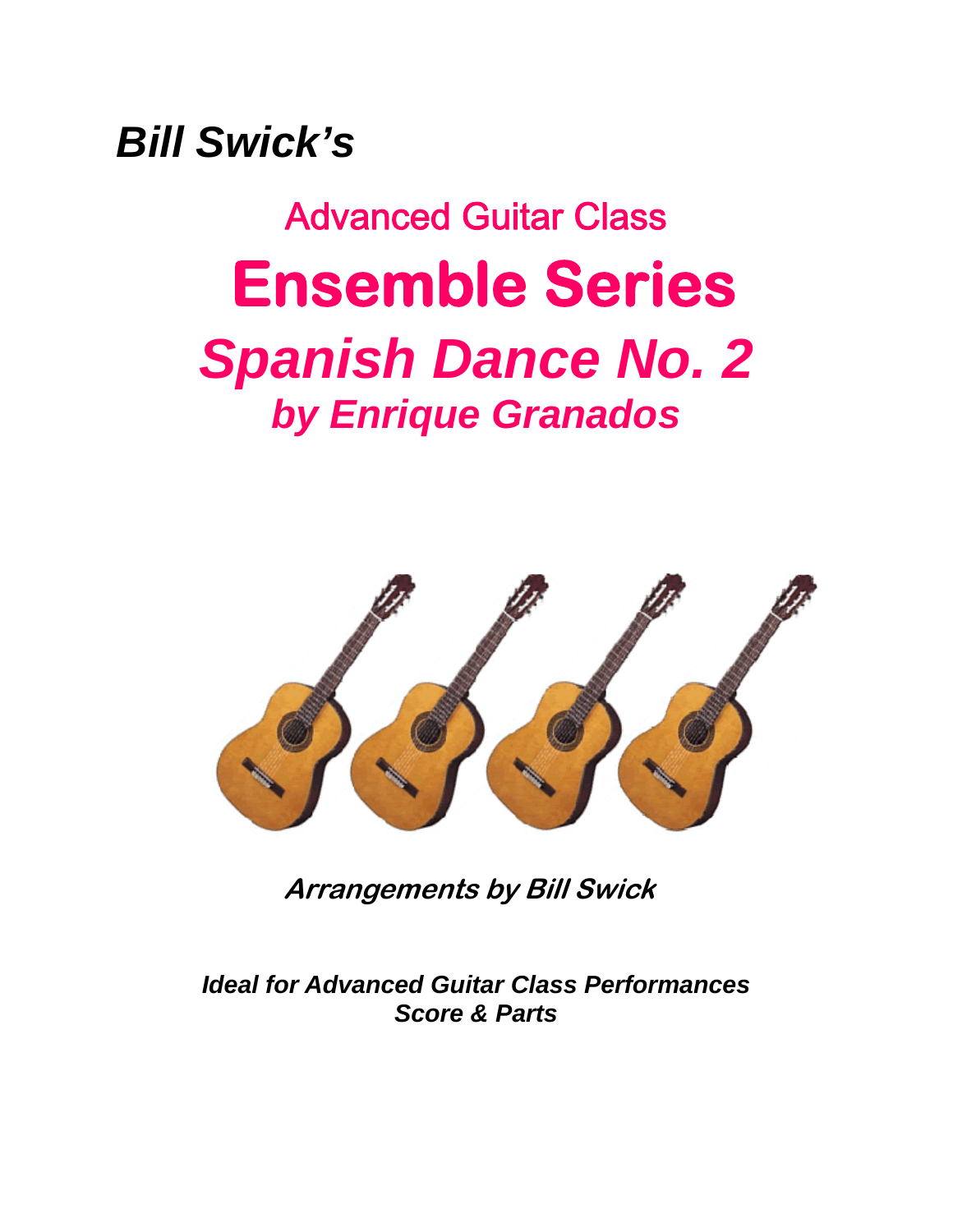***Bill Swick's***

## Advanced Guitar Class

# Ensemble Series

## *Spanish Dance No. 2*

### *by Enrique Granados*

***Arrangements by Bill Swick***

***Ideal for Advanced Guitar Class Performances***
***Score & Parts***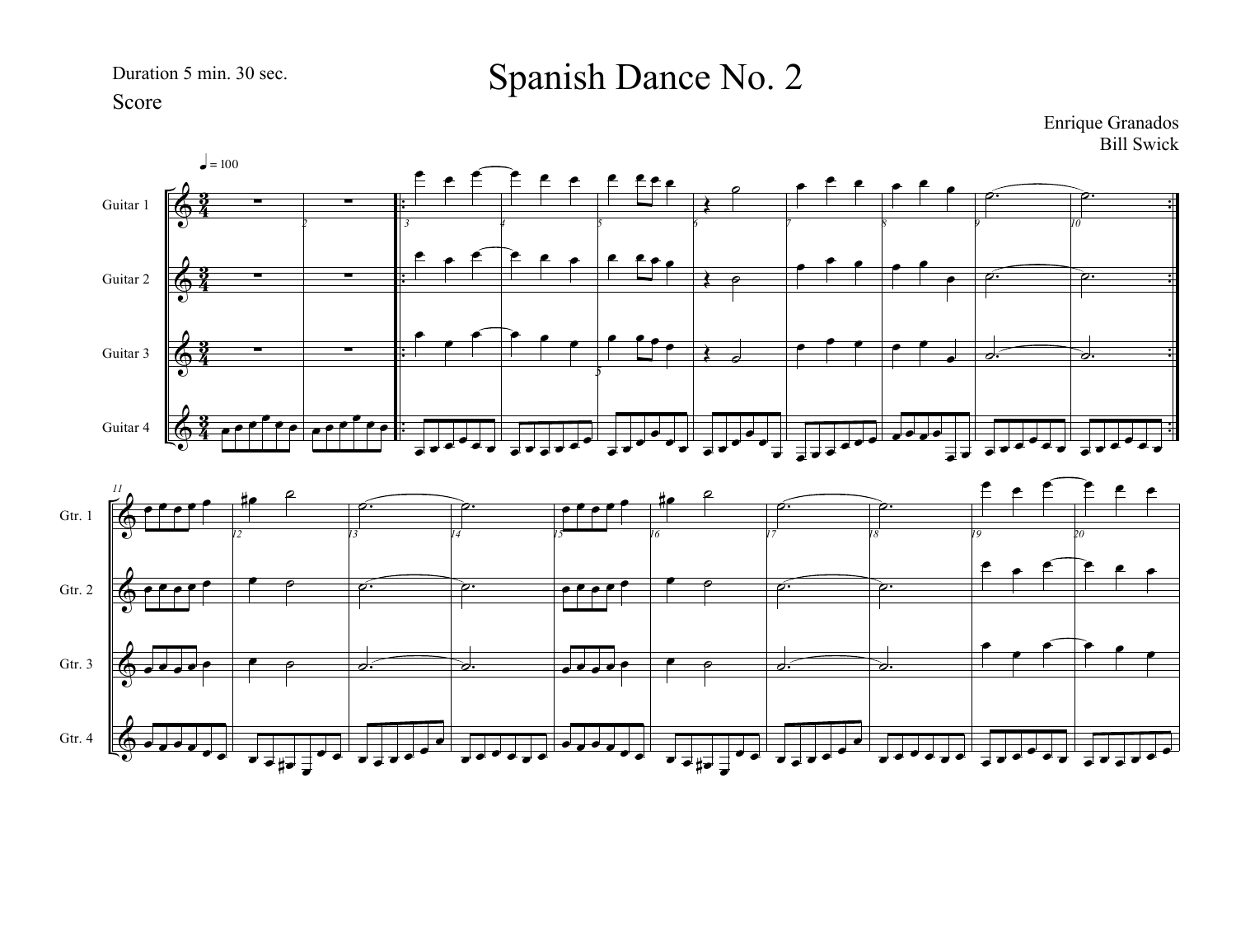Duration 5 min. 30 sec.

Score

# Spanish Dance No. 2

Enrique Granados
Bill Swick

♩ = 100

Guitar 1

Guitar 2

Guitar 3

Guitar 4

Gtr. 1

Gtr. 2

Gtr. 3

Gtr. 4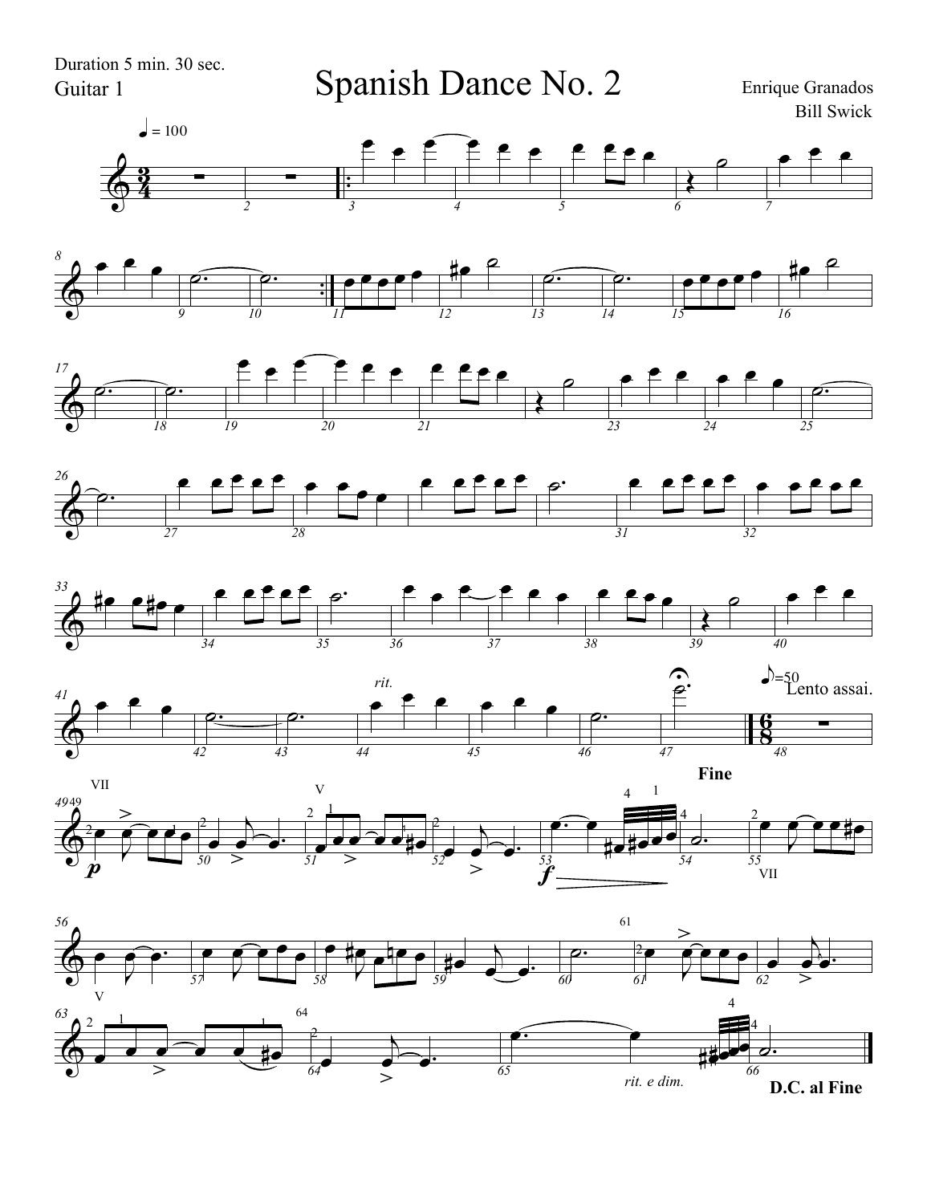Duration 5 min. 30 sec.

Guitar 1

# Spanish Dance No. 2

Enrique Granados

Bill Swick